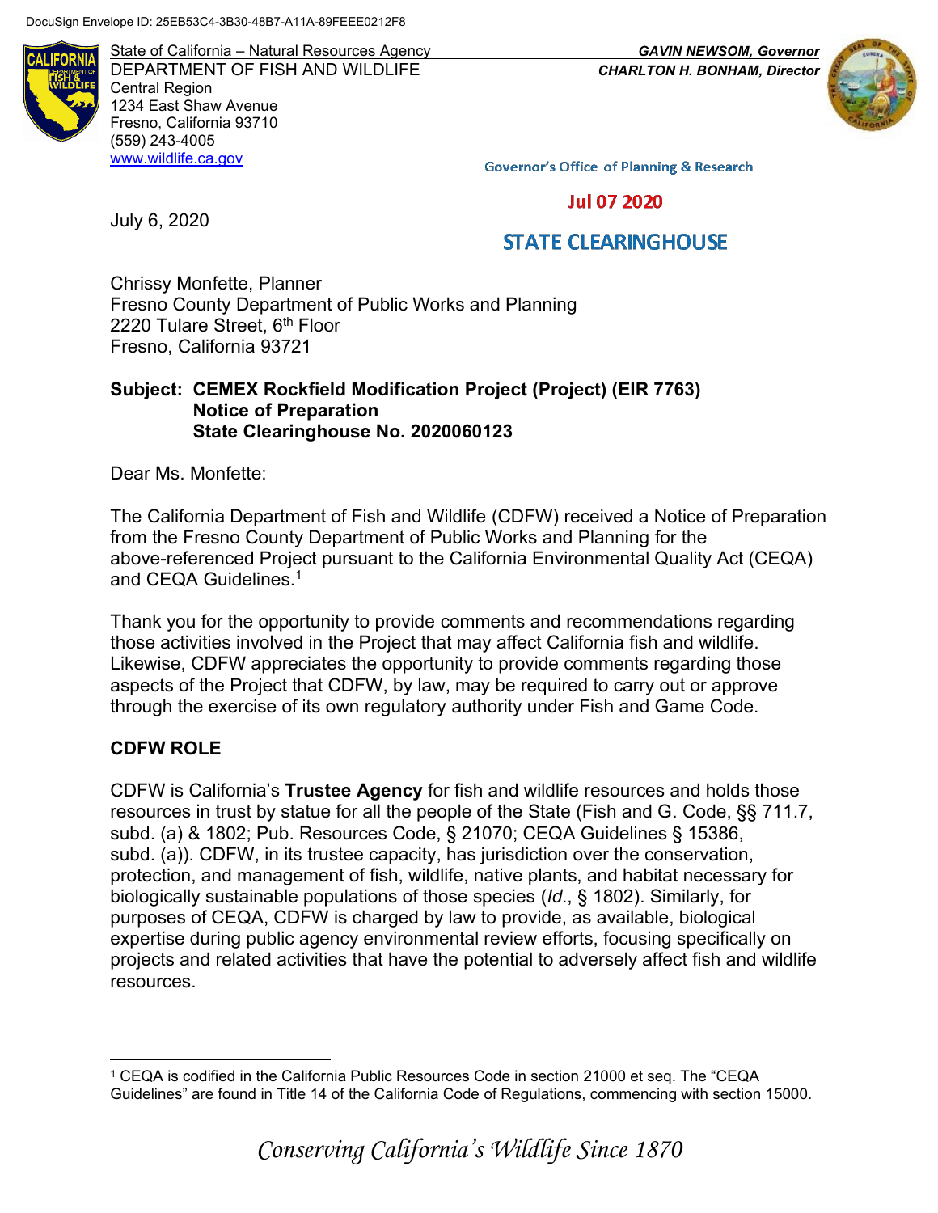DocuSign Envelope ID: 25EB53C4-3B30-48B7-A11A-89FEEE0212F8

State of California – Natural Resources Agency
DEPARTMENT OF FISH AND WILDLIFE
Central Region
1234 East Shaw Avenue
Fresno, California 93710
(559) 243-4005
www.wildlife.ca.gov

*GAVIN NEWSOM, Governor*
*CHARLTON H. BONHAM, Director*

Governor's Office of Planning & Research

Jul 07 2020

STATE CLEARINGHOUSE

July 6, 2020

Chrissy Monfette, Planner
Fresno County Department of Public Works and Planning
2220 Tulare Street, 6th Floor
Fresno, California 93721

**Subject: CEMEX Rockfield Modification Project (Project) (EIR 7763)**
**Notice of Preparation**
**State Clearinghouse No. 2020060123**

Dear Ms. Monfette:

The California Department of Fish and Wildlife (CDFW) received a Notice of Preparation from the Fresno County Department of Public Works and Planning for the above-referenced Project pursuant to the California Environmental Quality Act (CEQA) and CEQA Guidelines.[1]

Thank you for the opportunity to provide comments and recommendations regarding those activities involved in the Project that may affect California fish and wildlife. Likewise, CDFW appreciates the opportunity to provide comments regarding those aspects of the Project that CDFW, by law, may be required to carry out or approve through the exercise of its own regulatory authority under Fish and Game Code.

## CDFW ROLE

CDFW is California's **Trustee Agency** for fish and wildlife resources and holds those resources in trust by statue for all the people of the State (Fish and G. Code, §§ 711.7, subd. (a) & 1802; Pub. Resources Code, § 21070; CEQA Guidelines § 15386, subd. (a)). CDFW, in its trustee capacity, has jurisdiction over the conservation, protection, and management of fish, wildlife, native plants, and habitat necessary for biologically sustainable populations of those species (*Id*., § 1802). Similarly, for purposes of CEQA, CDFW is charged by law to provide, as available, biological expertise during public agency environmental review efforts, focusing specifically on projects and related activities that have the potential to adversely affect fish and wildlife resources.

[1] CEQA is codified in the California Public Resources Code in section 21000 et seq. The "CEQA Guidelines" are found in Title 14 of the California Code of Regulations, commencing with section 15000.

*Conserving California's Wildlife Since 1870*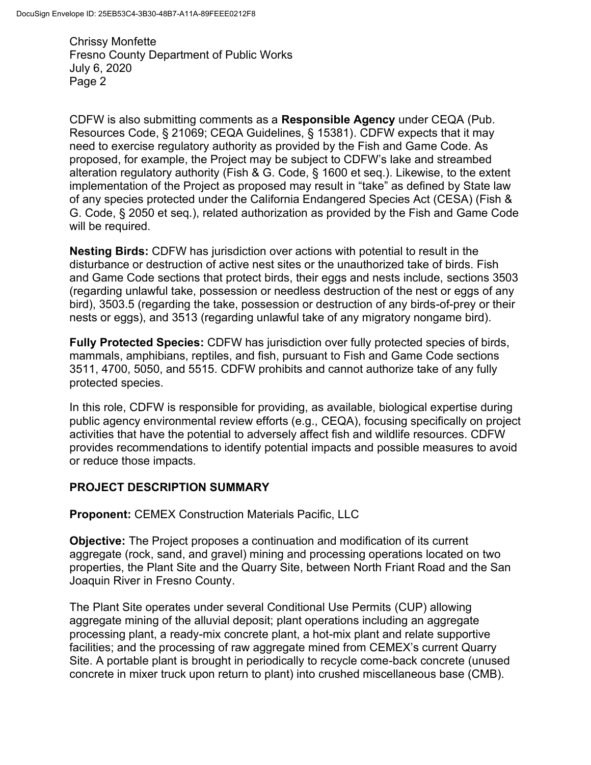CDFW is also submitting comments as a **Responsible Agency** under CEQA (Pub. Resources Code, § 21069; CEQA Guidelines, § 15381). CDFW expects that it may need to exercise regulatory authority as provided by the Fish and Game Code. As proposed, for example, the Project may be subject to CDFW's lake and streambed alteration regulatory authority (Fish & G. Code, § 1600 et seq.). Likewise, to the extent implementation of the Project as proposed may result in "take" as defined by State law of any species protected under the California Endangered Species Act (CESA) (Fish & G. Code, § 2050 et seq.), related authorization as provided by the Fish and Game Code will be required.

**Nesting Birds:** CDFW has jurisdiction over actions with potential to result in the disturbance or destruction of active nest sites or the unauthorized take of birds. Fish and Game Code sections that protect birds, their eggs and nests include, sections 3503 (regarding unlawful take, possession or needless destruction of the nest or eggs of any bird), 3503.5 (regarding the take, possession or destruction of any birds-of-prey or their nests or eggs), and 3513 (regarding unlawful take of any migratory nongame bird).

**Fully Protected Species:** CDFW has jurisdiction over fully protected species of birds, mammals, amphibians, reptiles, and fish, pursuant to Fish and Game Code sections 3511, 4700, 5050, and 5515. CDFW prohibits and cannot authorize take of any fully protected species.

In this role, CDFW is responsible for providing, as available, biological expertise during public agency environmental review efforts (e.g., CEQA), focusing specifically on project activities that have the potential to adversely affect fish and wildlife resources. CDFW provides recommendations to identify potential impacts and possible measures to avoid or reduce those impacts.

## PROJECT DESCRIPTION SUMMARY

**Proponent:** CEMEX Construction Materials Pacific, LLC

**Objective:** The Project proposes a continuation and modification of its current aggregate (rock, sand, and gravel) mining and processing operations located on two properties, the Plant Site and the Quarry Site, between North Friant Road and the San Joaquin River in Fresno County.

The Plant Site operates under several Conditional Use Permits (CUP) allowing aggregate mining of the alluvial deposit; plant operations including an aggregate processing plant, a ready-mix concrete plant, a hot-mix plant and relate supportive facilities; and the processing of raw aggregate mined from CEMEX's current Quarry Site. A portable plant is brought in periodically to recycle come-back concrete (unused concrete in mixer truck upon return to plant) into crushed miscellaneous base (CMB).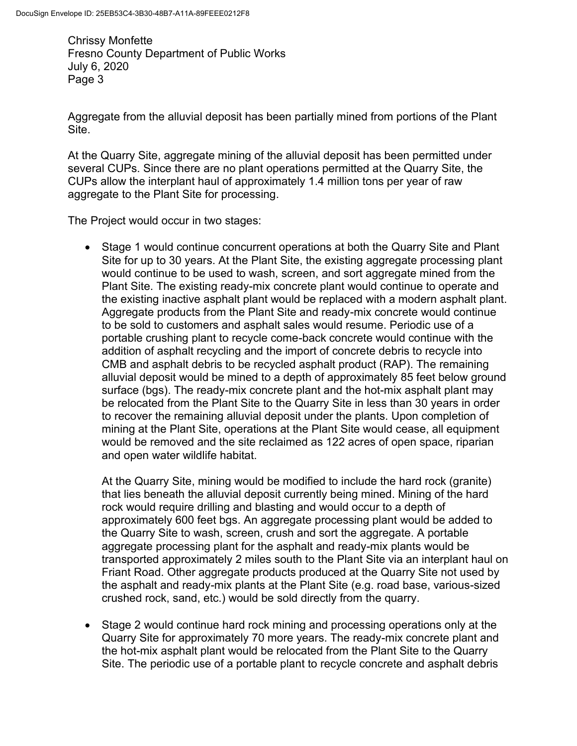Aggregate from the alluvial deposit has been partially mined from portions of the Plant Site.

At the Quarry Site, aggregate mining of the alluvial deposit has been permitted under several CUPs. Since there are no plant operations permitted at the Quarry Site, the CUPs allow the interplant haul of approximately 1.4 million tons per year of raw aggregate to the Plant Site for processing.

The Project would occur in two stages:

- Stage 1 would continue concurrent operations at both the Quarry Site and Plant Site for up to 30 years. At the Plant Site, the existing aggregate processing plant would continue to be used to wash, screen, and sort aggregate mined from the Plant Site. The existing ready-mix concrete plant would continue to operate and the existing inactive asphalt plant would be replaced with a modern asphalt plant. Aggregate products from the Plant Site and ready-mix concrete would continue to be sold to customers and asphalt sales would resume. Periodic use of a portable crushing plant to recycle come-back concrete would continue with the addition of asphalt recycling and the import of concrete debris to recycle into CMB and asphalt debris to be recycled asphalt product (RAP). The remaining alluvial deposit would be mined to a depth of approximately 85 feet below ground surface (bgs). The ready-mix concrete plant and the hot-mix asphalt plant may be relocated from the Plant Site to the Quarry Site in less than 30 years in order to recover the remaining alluvial deposit under the plants. Upon completion of mining at the Plant Site, operations at the Plant Site would cease, all equipment would be removed and the site reclaimed as 122 acres of open space, riparian and open water wildlife habitat.

  At the Quarry Site, mining would be modified to include the hard rock (granite) that lies beneath the alluvial deposit currently being mined. Mining of the hard rock would require drilling and blasting and would occur to a depth of approximately 600 feet bgs. An aggregate processing plant would be added to the Quarry Site to wash, screen, crush and sort the aggregate. A portable aggregate processing plant for the asphalt and ready-mix plants would be transported approximately 2 miles south to the Plant Site via an interplant haul on Friant Road. Other aggregate products produced at the Quarry Site not used by the asphalt and ready-mix plants at the Plant Site (e.g. road base, various-sized crushed rock, sand, etc.) would be sold directly from the quarry.

- Stage 2 would continue hard rock mining and processing operations only at the Quarry Site for approximately 70 more years. The ready-mix concrete plant and the hot-mix asphalt plant would be relocated from the Plant Site to the Quarry Site. The periodic use of a portable plant to recycle concrete and asphalt debris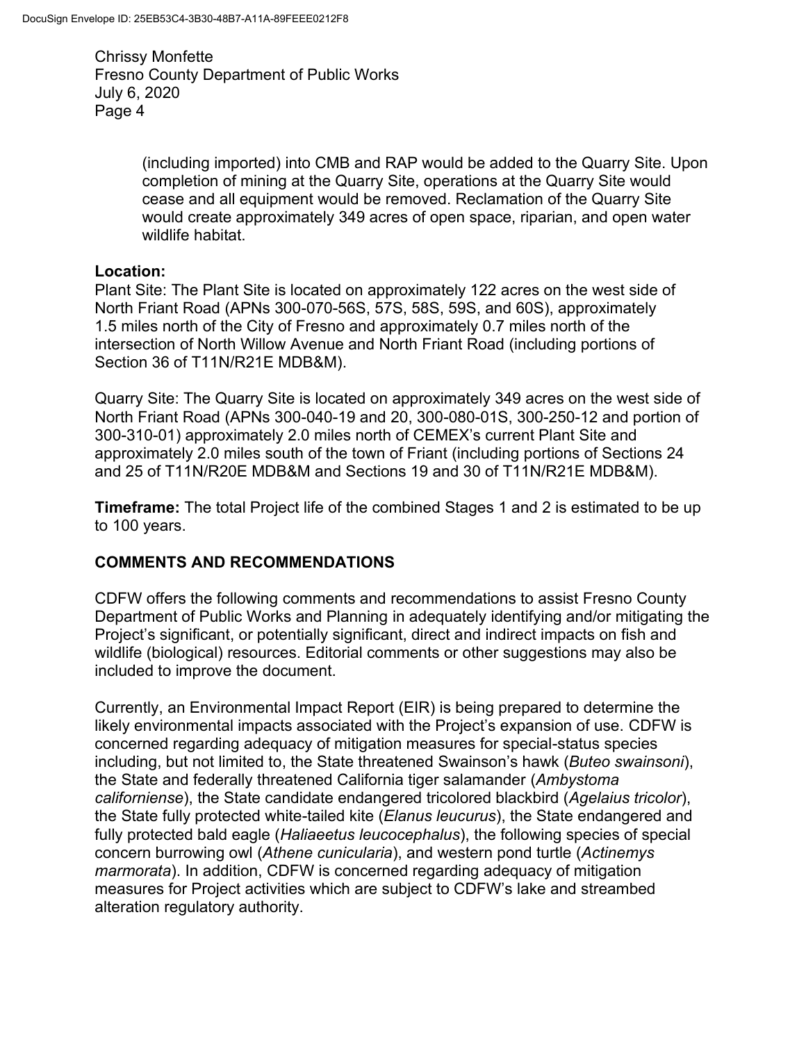(including imported) into CMB and RAP would be added to the Quarry Site. Upon completion of mining at the Quarry Site, operations at the Quarry Site would cease and all equipment would be removed. Reclamation of the Quarry Site would create approximately 349 acres of open space, riparian, and open water wildlife habitat.

**Location:**

Plant Site: The Plant Site is located on approximately 122 acres on the west side of North Friant Road (APNs 300-070-56S, 57S, 58S, 59S, and 60S), approximately 1.5 miles north of the City of Fresno and approximately 0.7 miles north of the intersection of North Willow Avenue and North Friant Road (including portions of Section 36 of T11N/R21E MDB&M).

Quarry Site: The Quarry Site is located on approximately 349 acres on the west side of North Friant Road (APNs 300-040-19 and 20, 300-080-01S, 300-250-12 and portion of 300-310-01) approximately 2.0 miles north of CEMEX's current Plant Site and approximately 2.0 miles south of the town of Friant (including portions of Sections 24 and 25 of T11N/R20E MDB&M and Sections 19 and 30 of T11N/R21E MDB&M).

**Timeframe:** The total Project life of the combined Stages 1 and 2 is estimated to be up to 100 years.

## COMMENTS AND RECOMMENDATIONS

CDFW offers the following comments and recommendations to assist Fresno County Department of Public Works and Planning in adequately identifying and/or mitigating the Project's significant, or potentially significant, direct and indirect impacts on fish and wildlife (biological) resources. Editorial comments or other suggestions may also be included to improve the document.

Currently, an Environmental Impact Report (EIR) is being prepared to determine the likely environmental impacts associated with the Project's expansion of use. CDFW is concerned regarding adequacy of mitigation measures for special-status species including, but not limited to, the State threatened Swainson's hawk (*Buteo swainsoni*), the State and federally threatened California tiger salamander (*Ambystoma californiense*), the State candidate endangered tricolored blackbird (*Agelaius tricolor*), the State fully protected white-tailed kite (*Elanus leucurus*), the State endangered and fully protected bald eagle (*Haliaeetus leucocephalus*), the following species of special concern burrowing owl (*Athene cunicularia*), and western pond turtle (*Actinemys marmorata*). In addition, CDFW is concerned regarding adequacy of mitigation measures for Project activities which are subject to CDFW's lake and streambed alteration regulatory authority.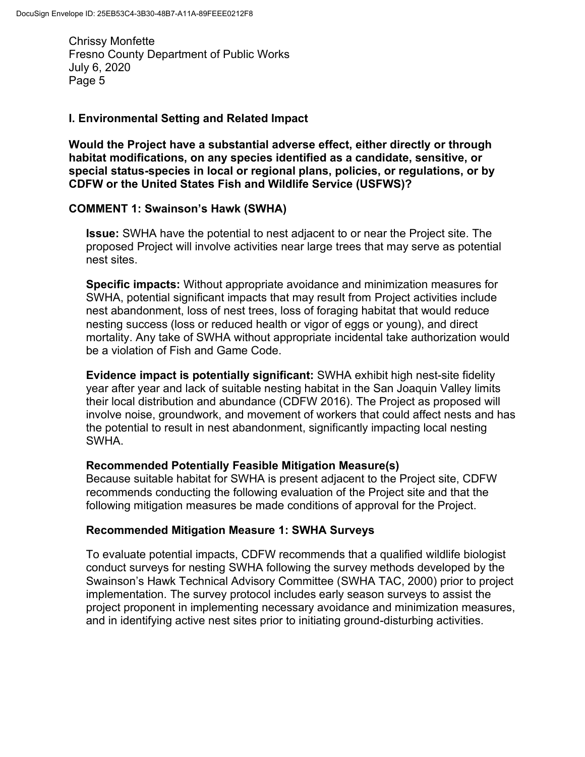## I. Environmental Setting and Related Impact

**Would the Project have a substantial adverse effect, either directly or through habitat modifications, on any species identified as a candidate, sensitive, or special status-species in local or regional plans, policies, or regulations, or by CDFW or the United States Fish and Wildlife Service (USFWS)?**

### COMMENT 1: Swainson's Hawk (SWHA)

**Issue:** SWHA have the potential to nest adjacent to or near the Project site. The proposed Project will involve activities near large trees that may serve as potential nest sites.

**Specific impacts:** Without appropriate avoidance and minimization measures for SWHA, potential significant impacts that may result from Project activities include nest abandonment, loss of nest trees, loss of foraging habitat that would reduce nesting success (loss or reduced health or vigor of eggs or young), and direct mortality. Any take of SWHA without appropriate incidental take authorization would be a violation of Fish and Game Code.

**Evidence impact is potentially significant:** SWHA exhibit high nest-site fidelity year after year and lack of suitable nesting habitat in the San Joaquin Valley limits their local distribution and abundance (CDFW 2016). The Project as proposed will involve noise, groundwork, and movement of workers that could affect nests and has the potential to result in nest abandonment, significantly impacting local nesting SWHA.

**Recommended Potentially Feasible Mitigation Measure(s)**
Because suitable habitat for SWHA is present adjacent to the Project site, CDFW recommends conducting the following evaluation of the Project site and that the following mitigation measures be made conditions of approval for the Project.

**Recommended Mitigation Measure 1: SWHA Surveys**

To evaluate potential impacts, CDFW recommends that a qualified wildlife biologist conduct surveys for nesting SWHA following the survey methods developed by the Swainson's Hawk Technical Advisory Committee (SWHA TAC, 2000) prior to project implementation. The survey protocol includes early season surveys to assist the project proponent in implementing necessary avoidance and minimization measures, and in identifying active nest sites prior to initiating ground-disturbing activities.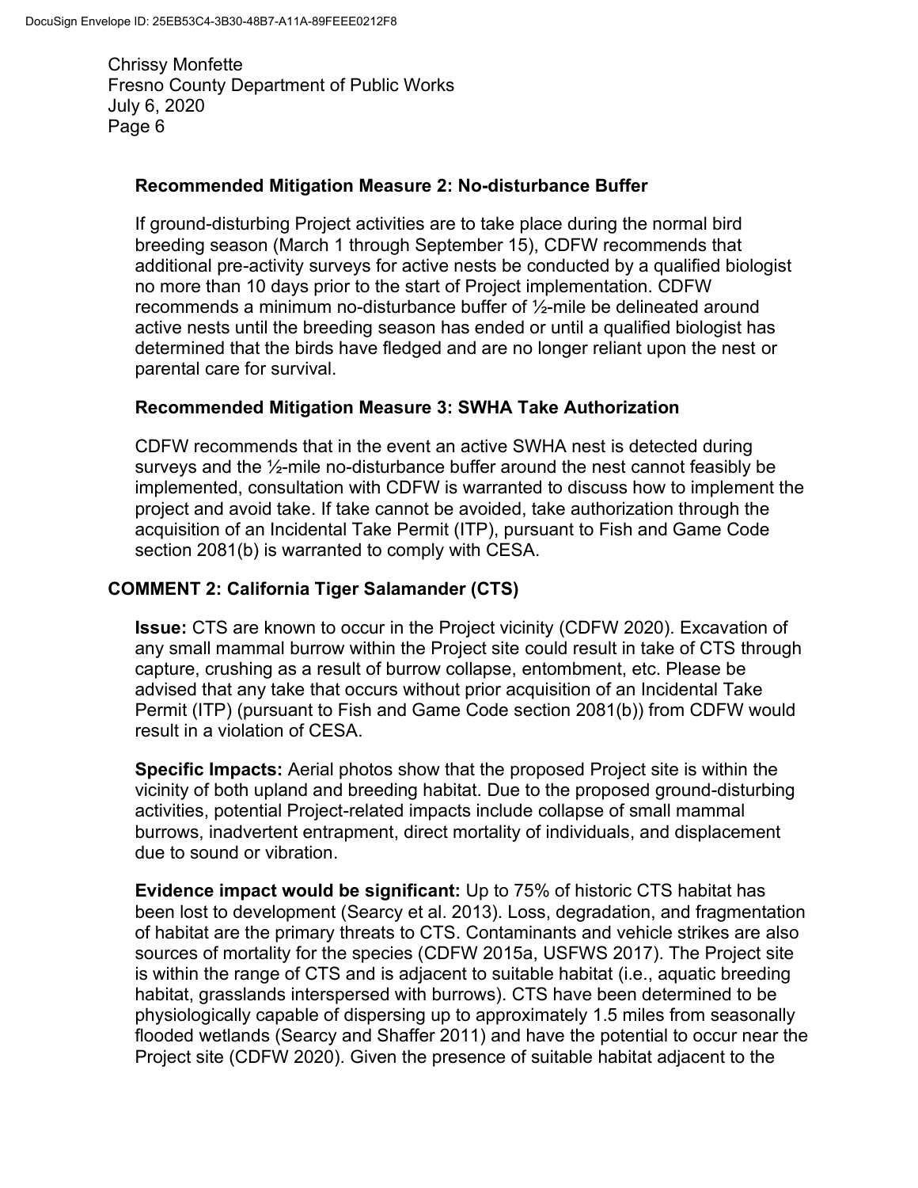### Recommended Mitigation Measure 2: No-disturbance Buffer

If ground-disturbing Project activities are to take place during the normal bird breeding season (March 1 through September 15), CDFW recommends that additional pre-activity surveys for active nests be conducted by a qualified biologist no more than 10 days prior to the start of Project implementation. CDFW recommends a minimum no-disturbance buffer of ½-mile be delineated around active nests until the breeding season has ended or until a qualified biologist has determined that the birds have fledged and are no longer reliant upon the nest or parental care for survival.

### Recommended Mitigation Measure 3: SWHA Take Authorization

CDFW recommends that in the event an active SWHA nest is detected during surveys and the ½-mile no-disturbance buffer around the nest cannot feasibly be implemented, consultation with CDFW is warranted to discuss how to implement the project and avoid take. If take cannot be avoided, take authorization through the acquisition of an Incidental Take Permit (ITP), pursuant to Fish and Game Code section 2081(b) is warranted to comply with CESA.

## COMMENT 2: California Tiger Salamander (CTS)

**Issue:** CTS are known to occur in the Project vicinity (CDFW 2020). Excavation of any small mammal burrow within the Project site could result in take of CTS through capture, crushing as a result of burrow collapse, entombment, etc. Please be advised that any take that occurs without prior acquisition of an Incidental Take Permit (ITP) (pursuant to Fish and Game Code section 2081(b)) from CDFW would result in a violation of CESA.

**Specific Impacts:** Aerial photos show that the proposed Project site is within the vicinity of both upland and breeding habitat. Due to the proposed ground-disturbing activities, potential Project-related impacts include collapse of small mammal burrows, inadvertent entrapment, direct mortality of individuals, and displacement due to sound or vibration.

**Evidence impact would be significant:** Up to 75% of historic CTS habitat has been lost to development (Searcy et al. 2013). Loss, degradation, and fragmentation of habitat are the primary threats to CTS. Contaminants and vehicle strikes are also sources of mortality for the species (CDFW 2015a, USFWS 2017). The Project site is within the range of CTS and is adjacent to suitable habitat (i.e., aquatic breeding habitat, grasslands interspersed with burrows). CTS have been determined to be physiologically capable of dispersing up to approximately 1.5 miles from seasonally flooded wetlands (Searcy and Shaffer 2011) and have the potential to occur near the Project site (CDFW 2020). Given the presence of suitable habitat adjacent to the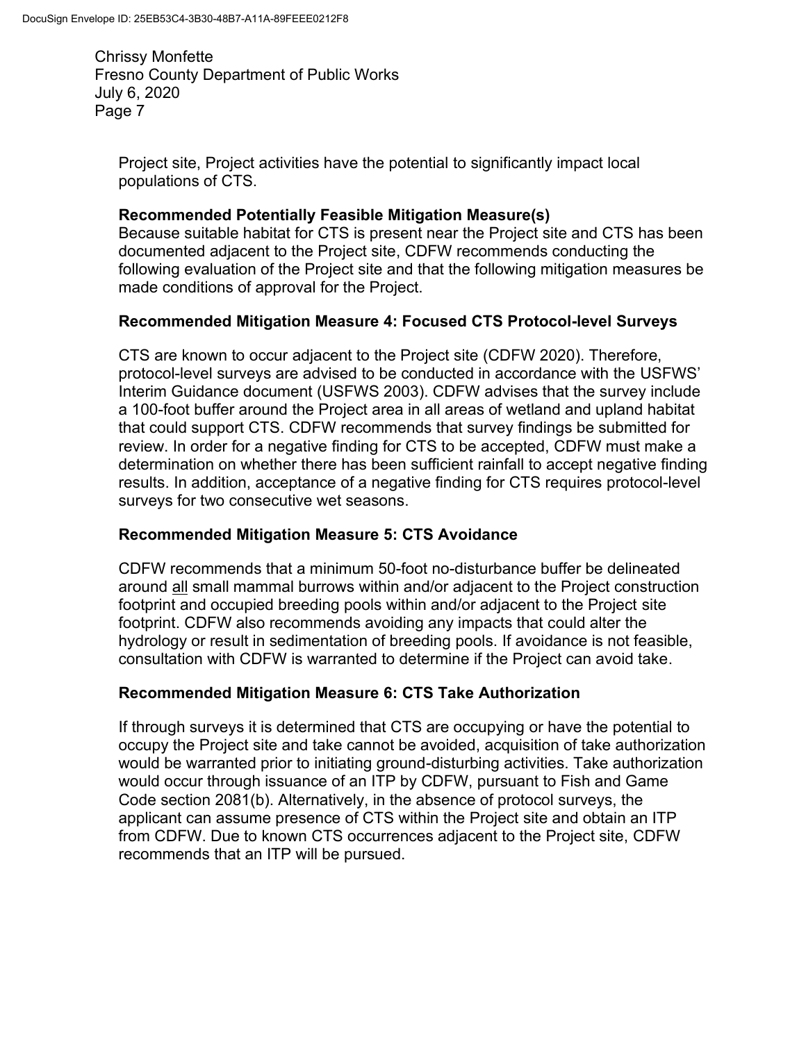Project site, Project activities have the potential to significantly impact local populations of CTS.

**Recommended Potentially Feasible Mitigation Measure(s)**

Because suitable habitat for CTS is present near the Project site and CTS has been documented adjacent to the Project site, CDFW recommends conducting the following evaluation of the Project site and that the following mitigation measures be made conditions of approval for the Project.

**Recommended Mitigation Measure 4: Focused CTS Protocol-level Surveys**

CTS are known to occur adjacent to the Project site (CDFW 2020). Therefore, protocol-level surveys are advised to be conducted in accordance with the USFWS' Interim Guidance document (USFWS 2003). CDFW advises that the survey include a 100-foot buffer around the Project area in all areas of wetland and upland habitat that could support CTS. CDFW recommends that survey findings be submitted for review. In order for a negative finding for CTS to be accepted, CDFW must make a determination on whether there has been sufficient rainfall to accept negative finding results. In addition, acceptance of a negative finding for CTS requires protocol-level surveys for two consecutive wet seasons.

**Recommended Mitigation Measure 5: CTS Avoidance**

CDFW recommends that a minimum 50-foot no-disturbance buffer be delineated around <u>all</u> small mammal burrows within and/or adjacent to the Project construction footprint and occupied breeding pools within and/or adjacent to the Project site footprint. CDFW also recommends avoiding any impacts that could alter the hydrology or result in sedimentation of breeding pools. If avoidance is not feasible, consultation with CDFW is warranted to determine if the Project can avoid take.

**Recommended Mitigation Measure 6: CTS Take Authorization**

If through surveys it is determined that CTS are occupying or have the potential to occupy the Project site and take cannot be avoided, acquisition of take authorization would be warranted prior to initiating ground-disturbing activities. Take authorization would occur through issuance of an ITP by CDFW, pursuant to Fish and Game Code section 2081(b). Alternatively, in the absence of protocol surveys, the applicant can assume presence of CTS within the Project site and obtain an ITP from CDFW. Due to known CTS occurrences adjacent to the Project site, CDFW recommends that an ITP will be pursued.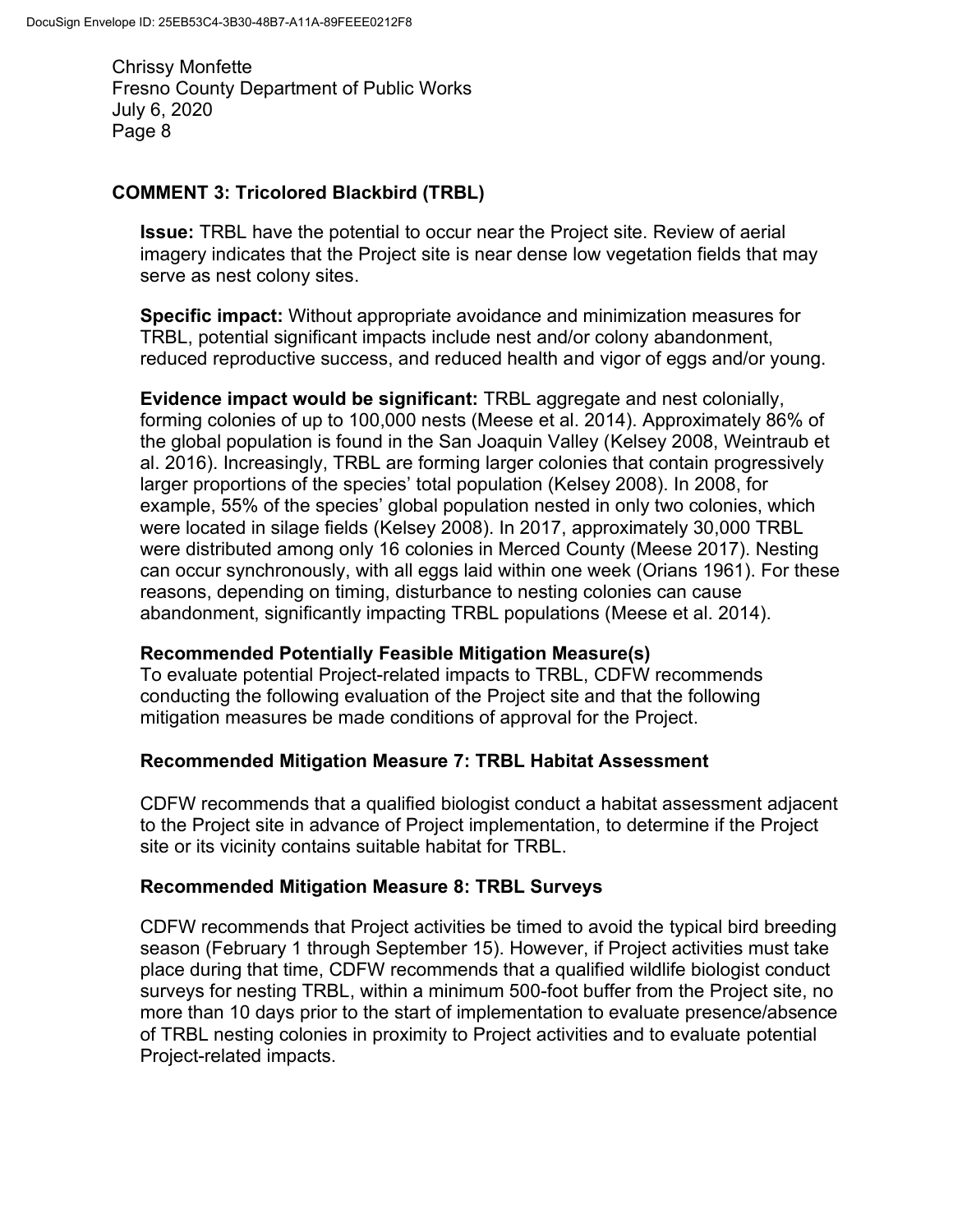## COMMENT 3: Tricolored Blackbird (TRBL)

**Issue:** TRBL have the potential to occur near the Project site. Review of aerial imagery indicates that the Project site is near dense low vegetation fields that may serve as nest colony sites.

**Specific impact:** Without appropriate avoidance and minimization measures for TRBL, potential significant impacts include nest and/or colony abandonment, reduced reproductive success, and reduced health and vigor of eggs and/or young.

**Evidence impact would be significant:** TRBL aggregate and nest colonially, forming colonies of up to 100,000 nests (Meese et al. 2014). Approximately 86% of the global population is found in the San Joaquin Valley (Kelsey 2008, Weintraub et al. 2016). Increasingly, TRBL are forming larger colonies that contain progressively larger proportions of the species' total population (Kelsey 2008). In 2008, for example, 55% of the species' global population nested in only two colonies, which were located in silage fields (Kelsey 2008). In 2017, approximately 30,000 TRBL were distributed among only 16 colonies in Merced County (Meese 2017). Nesting can occur synchronously, with all eggs laid within one week (Orians 1961). For these reasons, depending on timing, disturbance to nesting colonies can cause abandonment, significantly impacting TRBL populations (Meese et al. 2014).

### Recommended Potentially Feasible Mitigation Measure(s)

To evaluate potential Project-related impacts to TRBL, CDFW recommends conducting the following evaluation of the Project site and that the following mitigation measures be made conditions of approval for the Project.

### Recommended Mitigation Measure 7: TRBL Habitat Assessment

CDFW recommends that a qualified biologist conduct a habitat assessment adjacent to the Project site in advance of Project implementation, to determine if the Project site or its vicinity contains suitable habitat for TRBL.

### Recommended Mitigation Measure 8: TRBL Surveys

CDFW recommends that Project activities be timed to avoid the typical bird breeding season (February 1 through September 15). However, if Project activities must take place during that time, CDFW recommends that a qualified wildlife biologist conduct surveys for nesting TRBL, within a minimum 500-foot buffer from the Project site, no more than 10 days prior to the start of implementation to evaluate presence/absence of TRBL nesting colonies in proximity to Project activities and to evaluate potential Project-related impacts.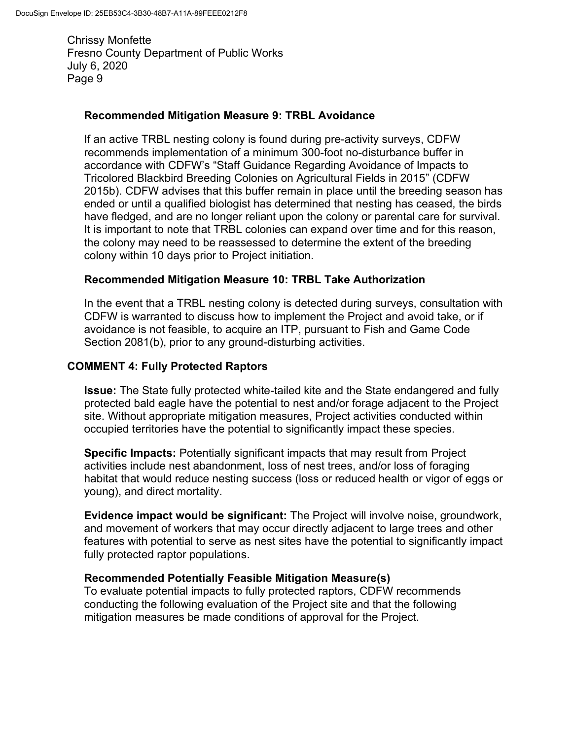### Recommended Mitigation Measure 9: TRBL Avoidance

If an active TRBL nesting colony is found during pre-activity surveys, CDFW recommends implementation of a minimum 300-foot no-disturbance buffer in accordance with CDFW's "Staff Guidance Regarding Avoidance of Impacts to Tricolored Blackbird Breeding Colonies on Agricultural Fields in 2015" (CDFW 2015b). CDFW advises that this buffer remain in place until the breeding season has ended or until a qualified biologist has determined that nesting has ceased, the birds have fledged, and are no longer reliant upon the colony or parental care for survival. It is important to note that TRBL colonies can expand over time and for this reason, the colony may need to be reassessed to determine the extent of the breeding colony within 10 days prior to Project initiation.

### Recommended Mitigation Measure 10: TRBL Take Authorization

In the event that a TRBL nesting colony is detected during surveys, consultation with CDFW is warranted to discuss how to implement the Project and avoid take, or if avoidance is not feasible, to acquire an ITP, pursuant to Fish and Game Code Section 2081(b), prior to any ground-disturbing activities.

## COMMENT 4: Fully Protected Raptors

**Issue:** The State fully protected white-tailed kite and the State endangered and fully protected bald eagle have the potential to nest and/or forage adjacent to the Project site. Without appropriate mitigation measures, Project activities conducted within occupied territories have the potential to significantly impact these species.

**Specific Impacts:** Potentially significant impacts that may result from Project activities include nest abandonment, loss of nest trees, and/or loss of foraging habitat that would reduce nesting success (loss or reduced health or vigor of eggs or young), and direct mortality.

**Evidence impact would be significant:** The Project will involve noise, groundwork, and movement of workers that may occur directly adjacent to large trees and other features with potential to serve as nest sites have the potential to significantly impact fully protected raptor populations.

**Recommended Potentially Feasible Mitigation Measure(s)**
To evaluate potential impacts to fully protected raptors, CDFW recommends conducting the following evaluation of the Project site and that the following mitigation measures be made conditions of approval for the Project.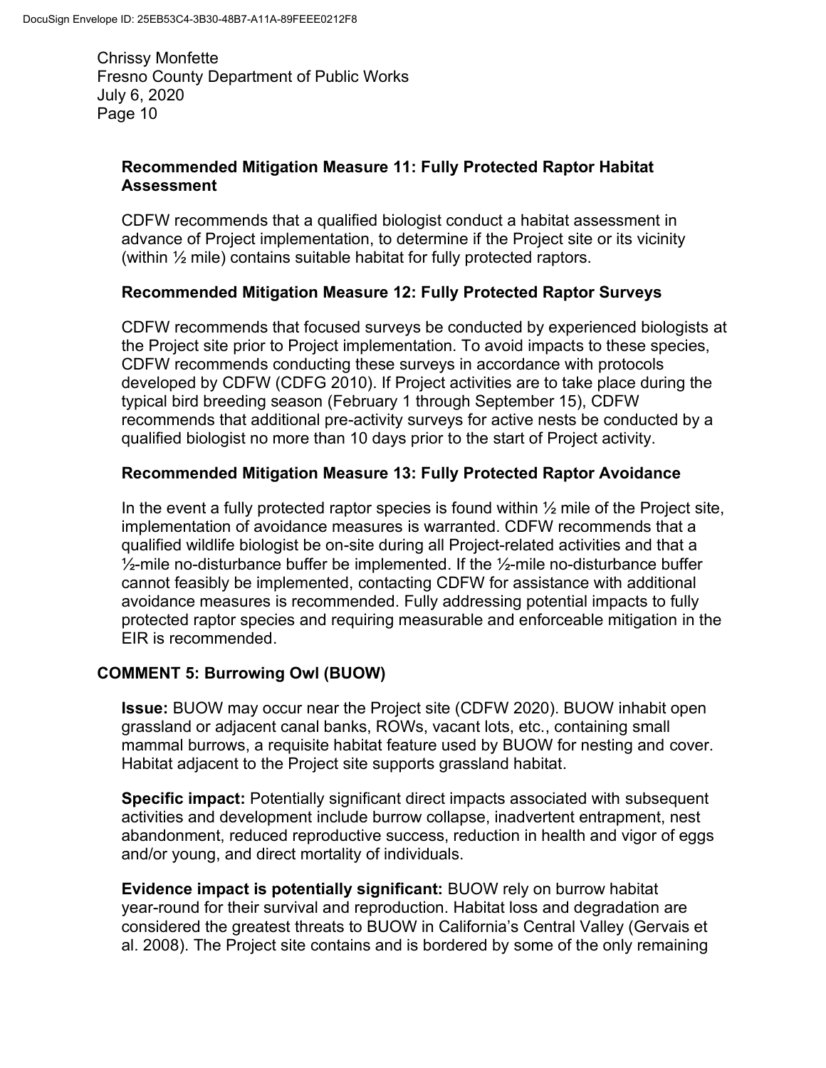**Recommended Mitigation Measure 11: Fully Protected Raptor Habitat Assessment**

CDFW recommends that a qualified biologist conduct a habitat assessment in advance of Project implementation, to determine if the Project site or its vicinity (within ½ mile) contains suitable habitat for fully protected raptors.

**Recommended Mitigation Measure 12: Fully Protected Raptor Surveys**

CDFW recommends that focused surveys be conducted by experienced biologists at the Project site prior to Project implementation. To avoid impacts to these species, CDFW recommends conducting these surveys in accordance with protocols developed by CDFW (CDFG 2010). If Project activities are to take place during the typical bird breeding season (February 1 through September 15), CDFW recommends that additional pre-activity surveys for active nests be conducted by a qualified biologist no more than 10 days prior to the start of Project activity.

**Recommended Mitigation Measure 13: Fully Protected Raptor Avoidance**

In the event a fully protected raptor species is found within ½ mile of the Project site, implementation of avoidance measures is warranted. CDFW recommends that a qualified wildlife biologist be on-site during all Project-related activities and that a ½-mile no-disturbance buffer be implemented. If the ½-mile no-disturbance buffer cannot feasibly be implemented, contacting CDFW for assistance with additional avoidance measures is recommended. Fully addressing potential impacts to fully protected raptor species and requiring measurable and enforceable mitigation in the EIR is recommended.

**COMMENT 5: Burrowing Owl (BUOW)**

**Issue:** BUOW may occur near the Project site (CDFW 2020). BUOW inhabit open grassland or adjacent canal banks, ROWs, vacant lots, etc., containing small mammal burrows, a requisite habitat feature used by BUOW for nesting and cover. Habitat adjacent to the Project site supports grassland habitat.

**Specific impact:** Potentially significant direct impacts associated with subsequent activities and development include burrow collapse, inadvertent entrapment, nest abandonment, reduced reproductive success, reduction in health and vigor of eggs and/or young, and direct mortality of individuals.

**Evidence impact is potentially significant:** BUOW rely on burrow habitat year-round for their survival and reproduction. Habitat loss and degradation are considered the greatest threats to BUOW in California's Central Valley (Gervais et al. 2008). The Project site contains and is bordered by some of the only remaining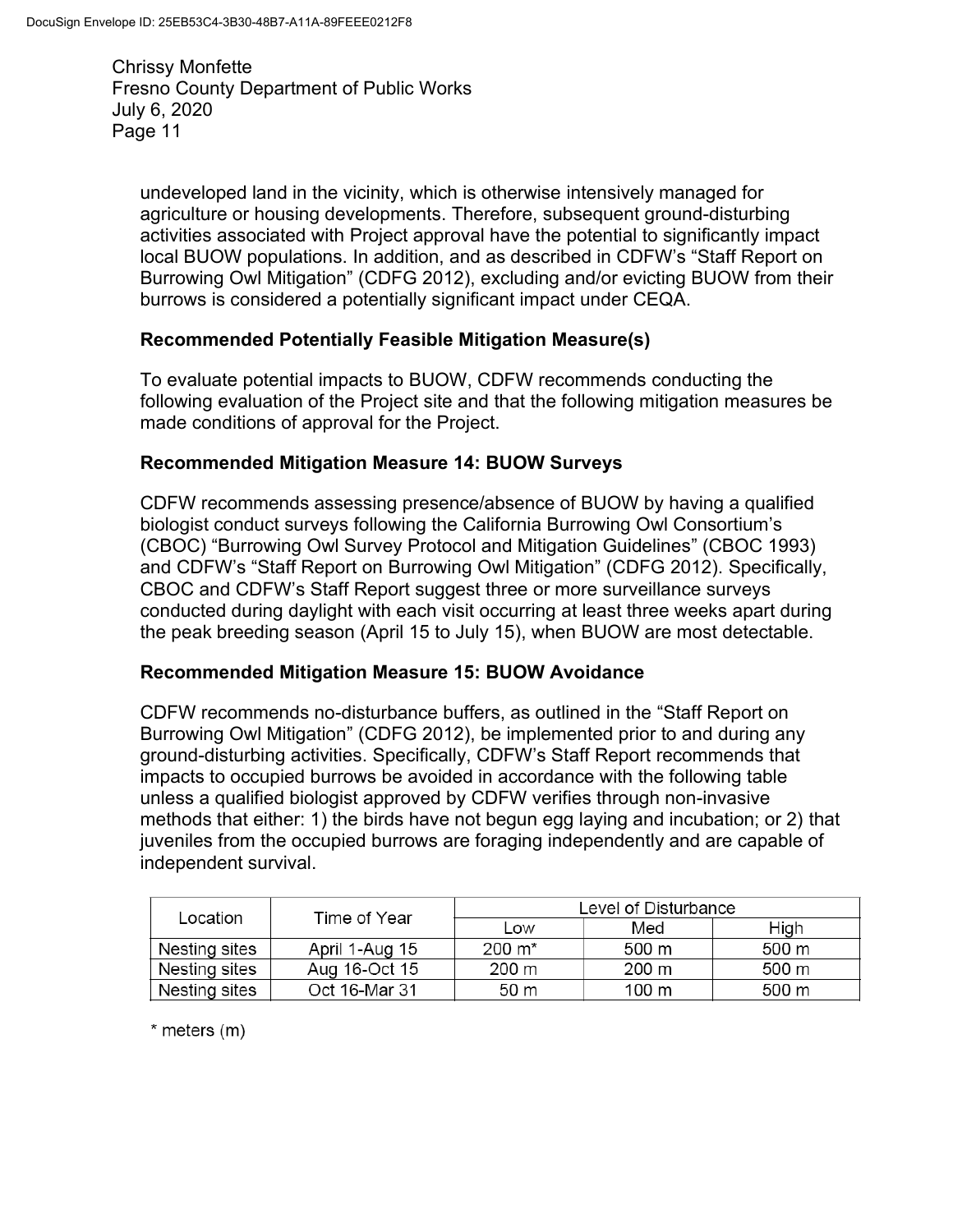undeveloped land in the vicinity, which is otherwise intensively managed for agriculture or housing developments. Therefore, subsequent ground-disturbing activities associated with Project approval have the potential to significantly impact local BUOW populations. In addition, and as described in CDFW's "Staff Report on Burrowing Owl Mitigation" (CDFG 2012), excluding and/or evicting BUOW from their burrows is considered a potentially significant impact under CEQA.

**Recommended Potentially Feasible Mitigation Measure(s)**

To evaluate potential impacts to BUOW, CDFW recommends conducting the following evaluation of the Project site and that the following mitigation measures be made conditions of approval for the Project.

**Recommended Mitigation Measure 14: BUOW Surveys**

CDFW recommends assessing presence/absence of BUOW by having a qualified biologist conduct surveys following the California Burrowing Owl Consortium's (CBOC) "Burrowing Owl Survey Protocol and Mitigation Guidelines" (CBOC 1993) and CDFW's "Staff Report on Burrowing Owl Mitigation" (CDFG 2012). Specifically, CBOC and CDFW's Staff Report suggest three or more surveillance surveys conducted during daylight with each visit occurring at least three weeks apart during the peak breeding season (April 15 to July 15), when BUOW are most detectable.

**Recommended Mitigation Measure 15: BUOW Avoidance**

CDFW recommends no-disturbance buffers, as outlined in the "Staff Report on Burrowing Owl Mitigation" (CDFG 2012), be implemented prior to and during any ground-disturbing activities. Specifically, CDFW's Staff Report recommends that impacts to occupied burrows be avoided in accordance with the following table unless a qualified biologist approved by CDFW verifies through non-invasive methods that either: 1) the birds have not begun egg laying and incubation; or 2) that juveniles from the occupied burrows are foraging independently and are capable of independent survival.

| Location | Time of Year | Level of Disturbance | | |
|---|---|---|---|---|
| | | Low | Med | High |
| Nesting sites | April 1-Aug 15 | 200 m* | 500 m | 500 m |
| Nesting sites | Aug 16-Oct 15 | 200 m | 200 m | 500 m |
| Nesting sites | Oct 16-Mar 31 | 50 m | 100 m | 500 m |

* meters (m)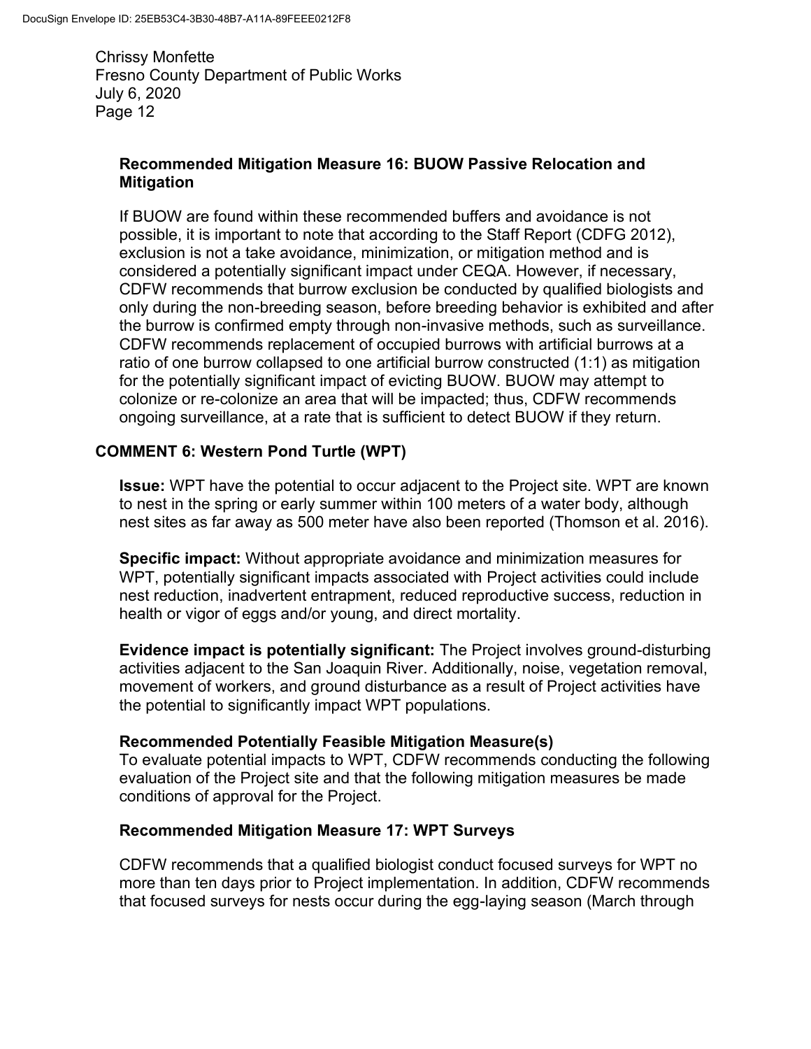#### Recommended Mitigation Measure 16: BUOW Passive Relocation and Mitigation

If BUOW are found within these recommended buffers and avoidance is not possible, it is important to note that according to the Staff Report (CDFG 2012), exclusion is not a take avoidance, minimization, or mitigation method and is considered a potentially significant impact under CEQA. However, if necessary, CDFW recommends that burrow exclusion be conducted by qualified biologists and only during the non-breeding season, before breeding behavior is exhibited and after the burrow is confirmed empty through non-invasive methods, such as surveillance. CDFW recommends replacement of occupied burrows with artificial burrows at a ratio of one burrow collapsed to one artificial burrow constructed (1:1) as mitigation for the potentially significant impact of evicting BUOW. BUOW may attempt to colonize or re-colonize an area that will be impacted; thus, CDFW recommends ongoing surveillance, at a rate that is sufficient to detect BUOW if they return.

### COMMENT 6: Western Pond Turtle (WPT)

**Issue:** WPT have the potential to occur adjacent to the Project site. WPT are known to nest in the spring or early summer within 100 meters of a water body, although nest sites as far away as 500 meter have also been reported (Thomson et al. 2016).

**Specific impact:** Without appropriate avoidance and minimization measures for WPT, potentially significant impacts associated with Project activities could include nest reduction, inadvertent entrapment, reduced reproductive success, reduction in health or vigor of eggs and/or young, and direct mortality.

**Evidence impact is potentially significant:** The Project involves ground-disturbing activities adjacent to the San Joaquin River. Additionally, noise, vegetation removal, movement of workers, and ground disturbance as a result of Project activities have the potential to significantly impact WPT populations.

#### Recommended Potentially Feasible Mitigation Measure(s)

To evaluate potential impacts to WPT, CDFW recommends conducting the following evaluation of the Project site and that the following mitigation measures be made conditions of approval for the Project.

#### Recommended Mitigation Measure 17: WPT Surveys

CDFW recommends that a qualified biologist conduct focused surveys for WPT no more than ten days prior to Project implementation. In addition, CDFW recommends that focused surveys for nests occur during the egg-laying season (March through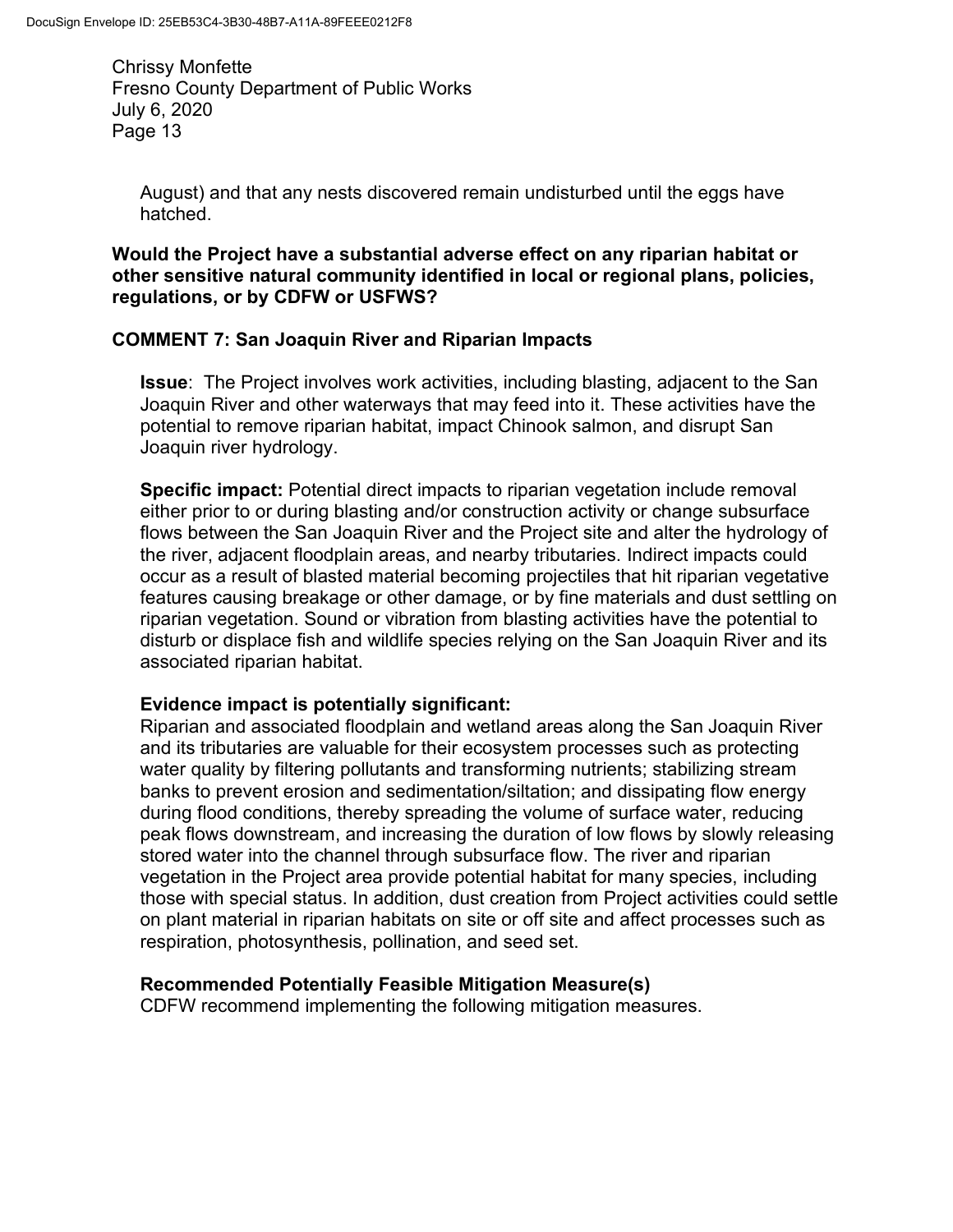August) and that any nests discovered remain undisturbed until the eggs have hatched.

**Would the Project have a substantial adverse effect on any riparian habitat or other sensitive natural community identified in local or regional plans, policies, regulations, or by CDFW or USFWS?**

**COMMENT 7: San Joaquin River and Riparian Impacts**

**Issue**: The Project involves work activities, including blasting, adjacent to the San Joaquin River and other waterways that may feed into it. These activities have the potential to remove riparian habitat, impact Chinook salmon, and disrupt San Joaquin river hydrology.

**Specific impact:** Potential direct impacts to riparian vegetation include removal either prior to or during blasting and/or construction activity or change subsurface flows between the San Joaquin River and the Project site and alter the hydrology of the river, adjacent floodplain areas, and nearby tributaries. Indirect impacts could occur as a result of blasted material becoming projectiles that hit riparian vegetative features causing breakage or other damage, or by fine materials and dust settling on riparian vegetation. Sound or vibration from blasting activities have the potential to disturb or displace fish and wildlife species relying on the San Joaquin River and its associated riparian habitat.

**Evidence impact is potentially significant:**
Riparian and associated floodplain and wetland areas along the San Joaquin River and its tributaries are valuable for their ecosystem processes such as protecting water quality by filtering pollutants and transforming nutrients; stabilizing stream banks to prevent erosion and sedimentation/siltation; and dissipating flow energy during flood conditions, thereby spreading the volume of surface water, reducing peak flows downstream, and increasing the duration of low flows by slowly releasing stored water into the channel through subsurface flow. The river and riparian vegetation in the Project area provide potential habitat for many species, including those with special status. In addition, dust creation from Project activities could settle on plant material in riparian habitats on site or off site and affect processes such as respiration, photosynthesis, pollination, and seed set.

**Recommended Potentially Feasible Mitigation Measure(s)**
CDFW recommend implementing the following mitigation measures.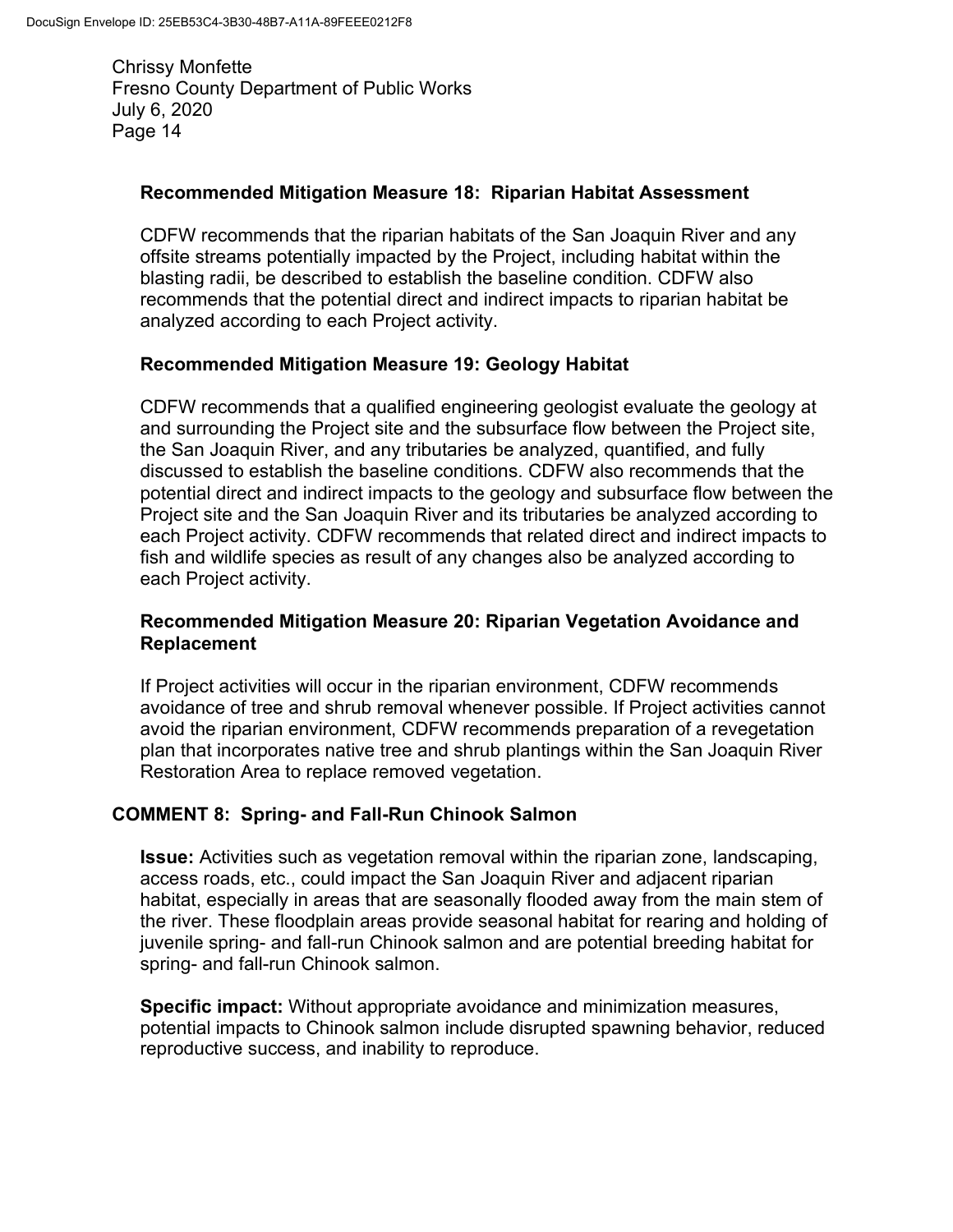### Recommended Mitigation Measure 18: Riparian Habitat Assessment

CDFW recommends that the riparian habitats of the San Joaquin River and any offsite streams potentially impacted by the Project, including habitat within the blasting radii, be described to establish the baseline condition. CDFW also recommends that the potential direct and indirect impacts to riparian habitat be analyzed according to each Project activity.

### Recommended Mitigation Measure 19: Geology Habitat

CDFW recommends that a qualified engineering geologist evaluate the geology at and surrounding the Project site and the subsurface flow between the Project site, the San Joaquin River, and any tributaries be analyzed, quantified, and fully discussed to establish the baseline conditions. CDFW also recommends that the potential direct and indirect impacts to the geology and subsurface flow between the Project site and the San Joaquin River and its tributaries be analyzed according to each Project activity. CDFW recommends that related direct and indirect impacts to fish and wildlife species as result of any changes also be analyzed according to each Project activity.

### Recommended Mitigation Measure 20: Riparian Vegetation Avoidance and Replacement

If Project activities will occur in the riparian environment, CDFW recommends avoidance of tree and shrub removal whenever possible. If Project activities cannot avoid the riparian environment, CDFW recommends preparation of a revegetation plan that incorporates native tree and shrub plantings within the San Joaquin River Restoration Area to replace removed vegetation.

## COMMENT 8: Spring- and Fall-Run Chinook Salmon

**Issue:** Activities such as vegetation removal within the riparian zone, landscaping, access roads, etc., could impact the San Joaquin River and adjacent riparian habitat, especially in areas that are seasonally flooded away from the main stem of the river. These floodplain areas provide seasonal habitat for rearing and holding of juvenile spring- and fall-run Chinook salmon and are potential breeding habitat for spring- and fall-run Chinook salmon.

**Specific impact:** Without appropriate avoidance and minimization measures, potential impacts to Chinook salmon include disrupted spawning behavior, reduced reproductive success, and inability to reproduce.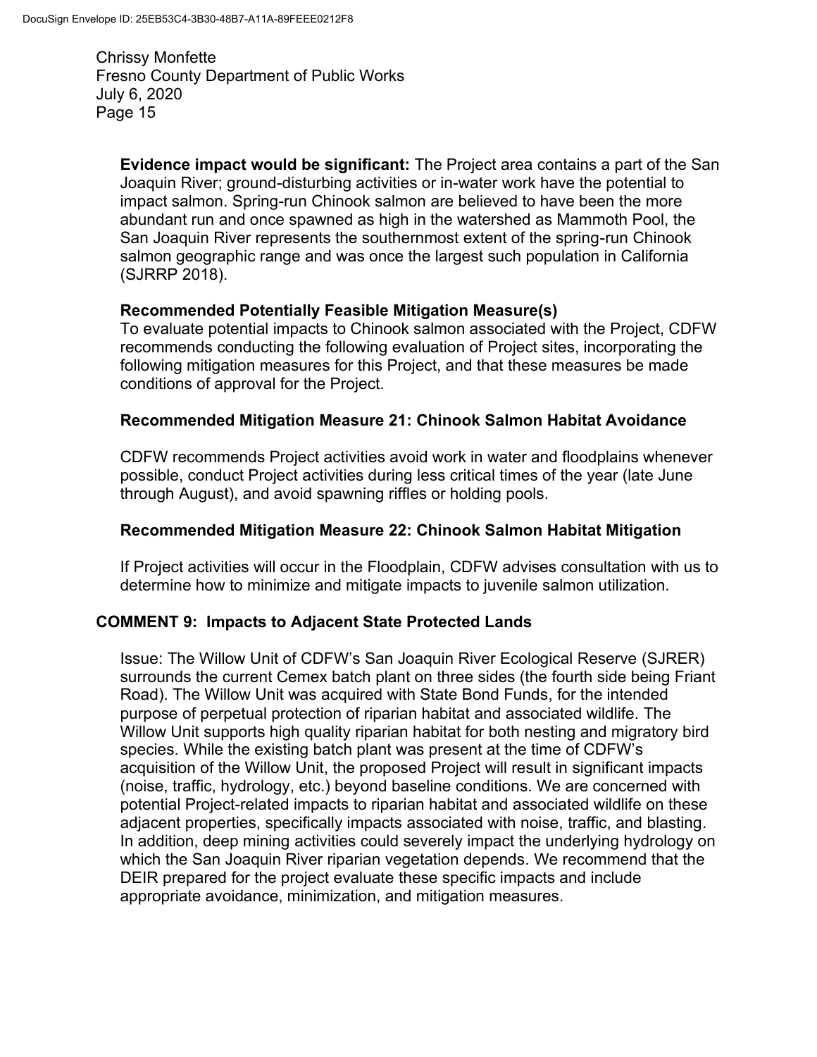**Evidence impact would be significant:** The Project area contains a part of the San Joaquin River; ground-disturbing activities or in-water work have the potential to impact salmon. Spring-run Chinook salmon are believed to have been the more abundant run and once spawned as high in the watershed as Mammoth Pool, the San Joaquin River represents the southernmost extent of the spring-run Chinook salmon geographic range and was once the largest such population in California (SJRRP 2018).

**Recommended Potentially Feasible Mitigation Measure(s)**

To evaluate potential impacts to Chinook salmon associated with the Project, CDFW recommends conducting the following evaluation of Project sites, incorporating the following mitigation measures for this Project, and that these measures be made conditions of approval for the Project.

**Recommended Mitigation Measure 21: Chinook Salmon Habitat Avoidance**

CDFW recommends Project activities avoid work in water and floodplains whenever possible, conduct Project activities during less critical times of the year (late June through August), and avoid spawning riffles or holding pools.

**Recommended Mitigation Measure 22: Chinook Salmon Habitat Mitigation**

If Project activities will occur in the Floodplain, CDFW advises consultation with us to determine how to minimize and mitigate impacts to juvenile salmon utilization.

## COMMENT 9: Impacts to Adjacent State Protected Lands

Issue: The Willow Unit of CDFW's San Joaquin River Ecological Reserve (SJRER) surrounds the current Cemex batch plant on three sides (the fourth side being Friant Road). The Willow Unit was acquired with State Bond Funds, for the intended purpose of perpetual protection of riparian habitat and associated wildlife. The Willow Unit supports high quality riparian habitat for both nesting and migratory bird species. While the existing batch plant was present at the time of CDFW's acquisition of the Willow Unit, the proposed Project will result in significant impacts (noise, traffic, hydrology, etc.) beyond baseline conditions. We are concerned with potential Project-related impacts to riparian habitat and associated wildlife on these adjacent properties, specifically impacts associated with noise, traffic, and blasting. In addition, deep mining activities could severely impact the underlying hydrology on which the San Joaquin River riparian vegetation depends. We recommend that the DEIR prepared for the project evaluate these specific impacts and include appropriate avoidance, minimization, and mitigation measures.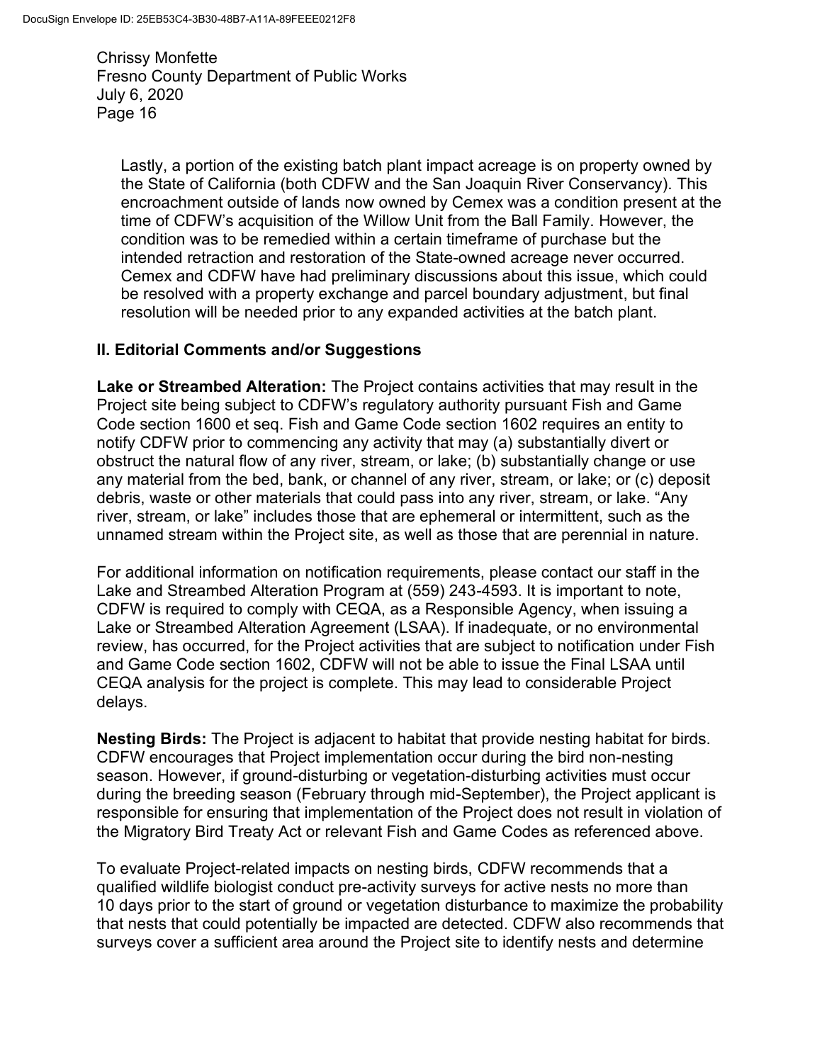Lastly, a portion of the existing batch plant impact acreage is on property owned by the State of California (both CDFW and the San Joaquin River Conservancy). This encroachment outside of lands now owned by Cemex was a condition present at the time of CDFW's acquisition of the Willow Unit from the Ball Family. However, the condition was to be remedied within a certain timeframe of purchase but the intended retraction and restoration of the State-owned acreage never occurred. Cemex and CDFW have had preliminary discussions about this issue, which could be resolved with a property exchange and parcel boundary adjustment, but final resolution will be needed prior to any expanded activities at the batch plant.

## II. Editorial Comments and/or Suggestions

**Lake or Streambed Alteration:** The Project contains activities that may result in the Project site being subject to CDFW's regulatory authority pursuant Fish and Game Code section 1600 et seq. Fish and Game Code section 1602 requires an entity to notify CDFW prior to commencing any activity that may (a) substantially divert or obstruct the natural flow of any river, stream, or lake; (b) substantially change or use any material from the bed, bank, or channel of any river, stream, or lake; or (c) deposit debris, waste or other materials that could pass into any river, stream, or lake. "Any river, stream, or lake" includes those that are ephemeral or intermittent, such as the unnamed stream within the Project site, as well as those that are perennial in nature.

For additional information on notification requirements, please contact our staff in the Lake and Streambed Alteration Program at (559) 243-4593. It is important to note, CDFW is required to comply with CEQA, as a Responsible Agency, when issuing a Lake or Streambed Alteration Agreement (LSAA). If inadequate, or no environmental review, has occurred, for the Project activities that are subject to notification under Fish and Game Code section 1602, CDFW will not be able to issue the Final LSAA until CEQA analysis for the project is complete. This may lead to considerable Project delays.

**Nesting Birds:** The Project is adjacent to habitat that provide nesting habitat for birds. CDFW encourages that Project implementation occur during the bird non-nesting season. However, if ground-disturbing or vegetation-disturbing activities must occur during the breeding season (February through mid-September), the Project applicant is responsible for ensuring that implementation of the Project does not result in violation of the Migratory Bird Treaty Act or relevant Fish and Game Codes as referenced above.

To evaluate Project-related impacts on nesting birds, CDFW recommends that a qualified wildlife biologist conduct pre-activity surveys for active nests no more than 10 days prior to the start of ground or vegetation disturbance to maximize the probability that nests that could potentially be impacted are detected. CDFW also recommends that surveys cover a sufficient area around the Project site to identify nests and determine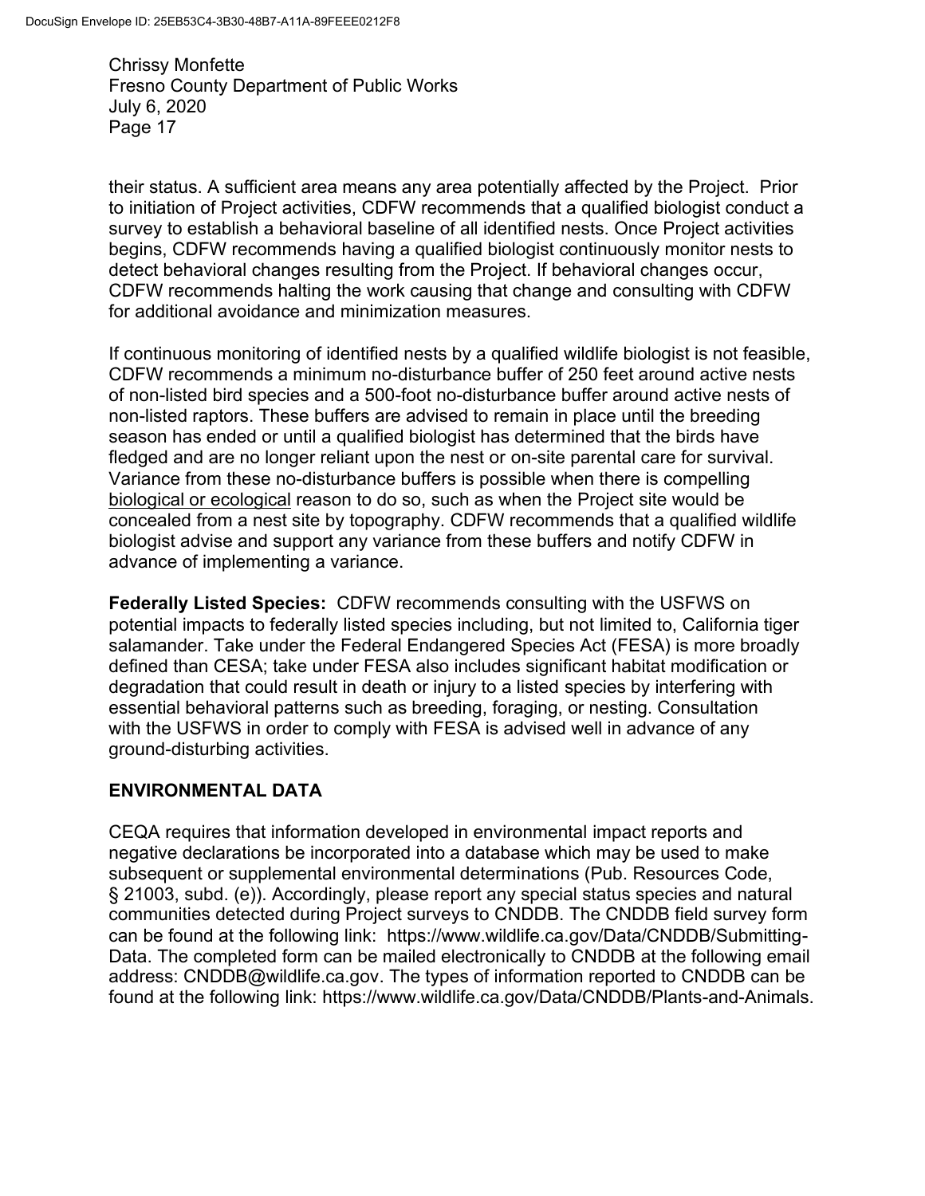their status. A sufficient area means any area potentially affected by the Project. Prior to initiation of Project activities, CDFW recommends that a qualified biologist conduct a survey to establish a behavioral baseline of all identified nests. Once Project activities begins, CDFW recommends having a qualified biologist continuously monitor nests to detect behavioral changes resulting from the Project. If behavioral changes occur, CDFW recommends halting the work causing that change and consulting with CDFW for additional avoidance and minimization measures.

If continuous monitoring of identified nests by a qualified wildlife biologist is not feasible, CDFW recommends a minimum no-disturbance buffer of 250 feet around active nests of non-listed bird species and a 500-foot no-disturbance buffer around active nests of non-listed raptors. These buffers are advised to remain in place until the breeding season has ended or until a qualified biologist has determined that the birds have fledged and are no longer reliant upon the nest or on-site parental care for survival. Variance from these no-disturbance buffers is possible when there is compelling biological or ecological reason to do so, such as when the Project site would be concealed from a nest site by topography. CDFW recommends that a qualified wildlife biologist advise and support any variance from these buffers and notify CDFW in advance of implementing a variance.

**Federally Listed Species:** CDFW recommends consulting with the USFWS on potential impacts to federally listed species including, but not limited to, California tiger salamander. Take under the Federal Endangered Species Act (FESA) is more broadly defined than CESA; take under FESA also includes significant habitat modification or degradation that could result in death or injury to a listed species by interfering with essential behavioral patterns such as breeding, foraging, or nesting. Consultation with the USFWS in order to comply with FESA is advised well in advance of any ground-disturbing activities.

## ENVIRONMENTAL DATA

CEQA requires that information developed in environmental impact reports and negative declarations be incorporated into a database which may be used to make subsequent or supplemental environmental determinations (Pub. Resources Code, § 21003, subd. (e)). Accordingly, please report any special status species and natural communities detected during Project surveys to CNDDB. The CNDDB field survey form can be found at the following link: https://www.wildlife.ca.gov/Data/CNDDB/Submitting-Data. The completed form can be mailed electronically to CNDDB at the following email address: CNDDB@wildlife.ca.gov. The types of information reported to CNDDB can be found at the following link: https://www.wildlife.ca.gov/Data/CNDDB/Plants-and-Animals.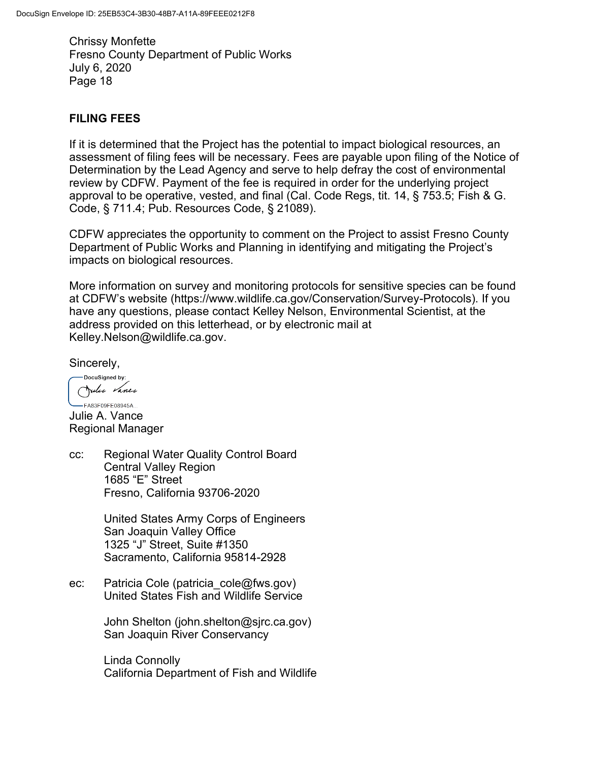Chrissy Monfette
Fresno County Department of Public Works
July 6, 2020

## FILING FEES

If it is determined that the Project has the potential to impact biological resources, an assessment of filing fees will be necessary. Fees are payable upon filing of the Notice of Determination by the Lead Agency and serve to help defray the cost of environmental review by CDFW. Payment of the fee is required in order for the underlying project approval to be operative, vested, and final (Cal. Code Regs, tit. 14, § 753.5; Fish & G. Code, § 711.4; Pub. Resources Code, § 21089).

CDFW appreciates the opportunity to comment on the Project to assist Fresno County Department of Public Works and Planning in identifying and mitigating the Project's impacts on biological resources.

More information on survey and monitoring protocols for sensitive species can be found at CDFW's website (https://www.wildlife.ca.gov/Conservation/Survey-Protocols). If you have any questions, please contact Kelley Nelson, Environmental Scientist, at the address provided on this letterhead, or by electronic mail at Kelley.Nelson@wildlife.ca.gov.

Sincerely,

DocuSigned by:
Julie Vance
FA83F09FE08945A...

Julie A. Vance
Regional Manager

cc: Regional Water Quality Control Board
Central Valley Region
1685 "E" Street
Fresno, California 93706-2020

United States Army Corps of Engineers
San Joaquin Valley Office
1325 "J" Street, Suite #1350
Sacramento, California 95814-2928

ec: Patricia Cole (patricia_cole@fws.gov)
United States Fish and Wildlife Service

John Shelton (john.shelton@sjrc.ca.gov)
San Joaquin River Conservancy

Linda Connolly
California Department of Fish and Wildlife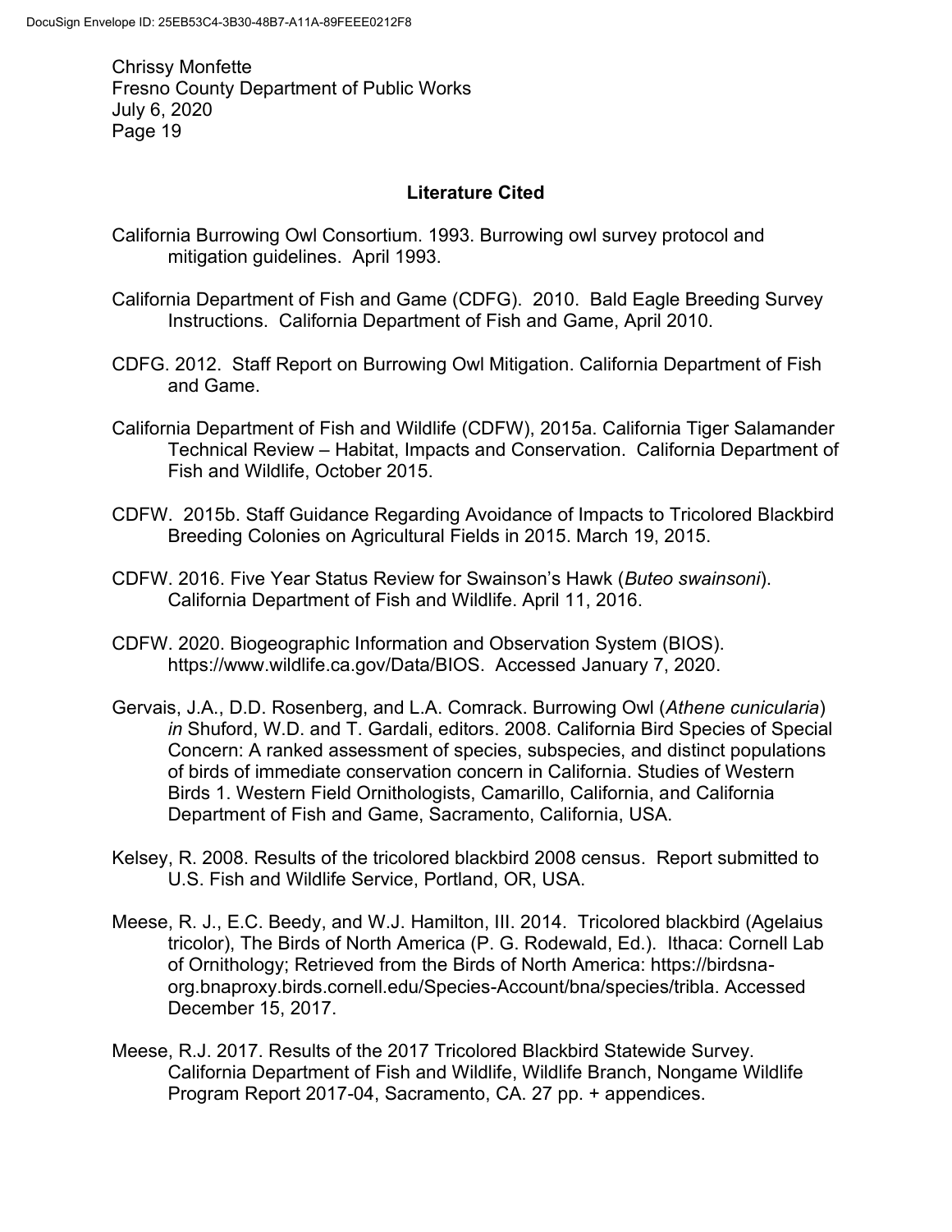## Literature Cited

California Burrowing Owl Consortium. 1993. Burrowing owl survey protocol and mitigation guidelines. April 1993.

California Department of Fish and Game (CDFG). 2010. Bald Eagle Breeding Survey Instructions. California Department of Fish and Game, April 2010.

CDFG. 2012. Staff Report on Burrowing Owl Mitigation. California Department of Fish and Game.

California Department of Fish and Wildlife (CDFW), 2015a. California Tiger Salamander Technical Review – Habitat, Impacts and Conservation. California Department of Fish and Wildlife, October 2015.

CDFW. 2015b. Staff Guidance Regarding Avoidance of Impacts to Tricolored Blackbird Breeding Colonies on Agricultural Fields in 2015. March 19, 2015.

CDFW. 2016. Five Year Status Review for Swainson's Hawk (*Buteo swainsoni*). California Department of Fish and Wildlife. April 11, 2016.

CDFW. 2020. Biogeographic Information and Observation System (BIOS). https://www.wildlife.ca.gov/Data/BIOS. Accessed January 7, 2020.

Gervais, J.A., D.D. Rosenberg, and L.A. Comrack. Burrowing Owl (*Athene cunicularia*) *in* Shuford, W.D. and T. Gardali, editors. 2008. California Bird Species of Special Concern: A ranked assessment of species, subspecies, and distinct populations of birds of immediate conservation concern in California. Studies of Western Birds 1. Western Field Ornithologists, Camarillo, California, and California Department of Fish and Game, Sacramento, California, USA.

Kelsey, R. 2008. Results of the tricolored blackbird 2008 census. Report submitted to U.S. Fish and Wildlife Service, Portland, OR, USA.

Meese, R. J., E.C. Beedy, and W.J. Hamilton, III. 2014. Tricolored blackbird (Agelaius tricolor), The Birds of North America (P. G. Rodewald, Ed.). Ithaca: Cornell Lab of Ornithology; Retrieved from the Birds of North America: https://birdsna-org.bnaproxy.birds.cornell.edu/Species-Account/bna/species/tribla. Accessed December 15, 2017.

Meese, R.J. 2017. Results of the 2017 Tricolored Blackbird Statewide Survey. California Department of Fish and Wildlife, Wildlife Branch, Nongame Wildlife Program Report 2017-04, Sacramento, CA. 27 pp. + appendices.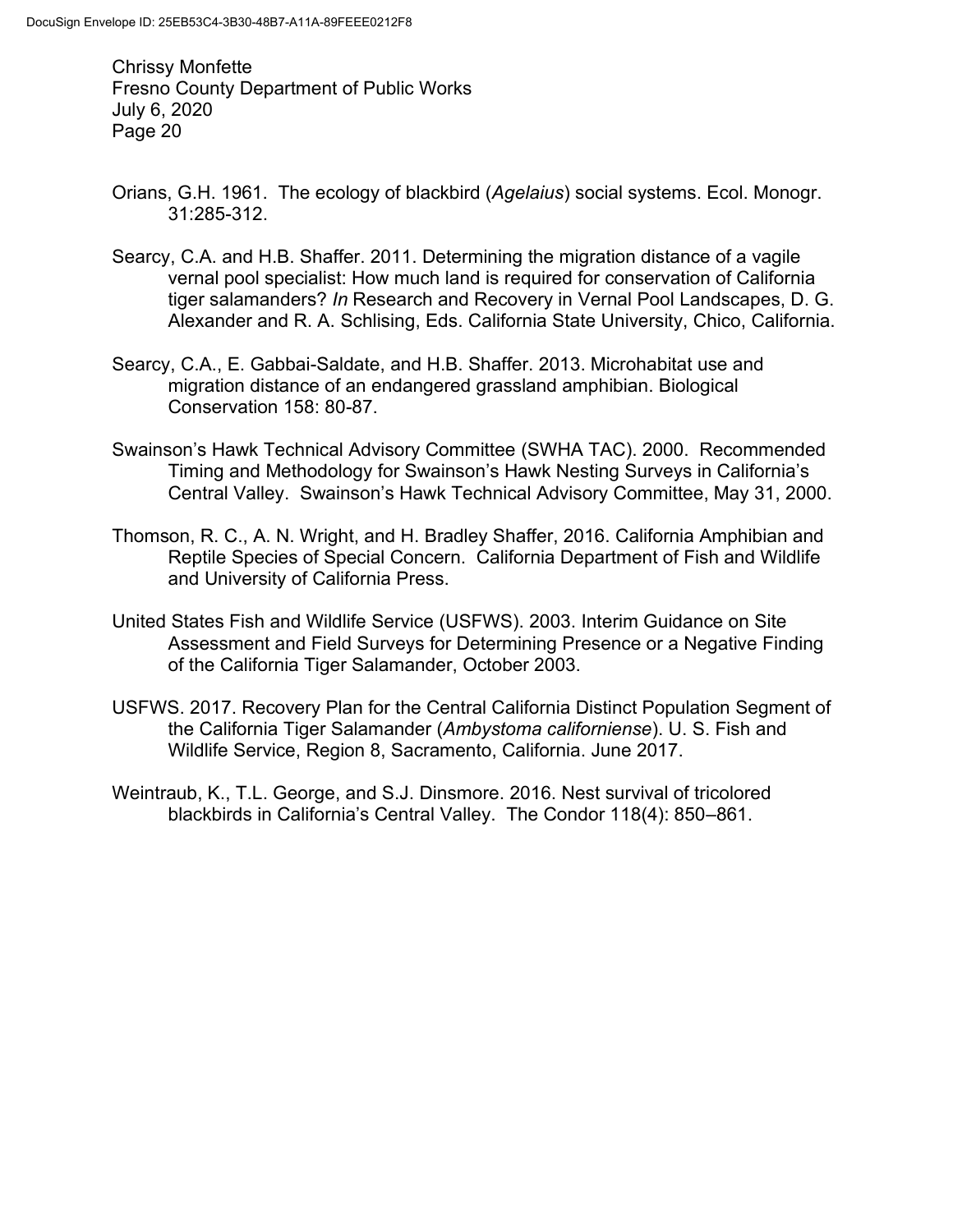Orians, G.H. 1961. The ecology of blackbird (*Agelaius*) social systems. Ecol. Monogr. 31:285-312.

Searcy, C.A. and H.B. Shaffer. 2011. Determining the migration distance of a vagile vernal pool specialist: How much land is required for conservation of California tiger salamanders? *In* Research and Recovery in Vernal Pool Landscapes, D. G. Alexander and R. A. Schlising, Eds. California State University, Chico, California.

Searcy, C.A., E. Gabbai-Saldate, and H.B. Shaffer. 2013. Microhabitat use and migration distance of an endangered grassland amphibian. Biological Conservation 158: 80-87.

Swainson's Hawk Technical Advisory Committee (SWHA TAC). 2000. Recommended Timing and Methodology for Swainson's Hawk Nesting Surveys in California's Central Valley. Swainson's Hawk Technical Advisory Committee, May 31, 2000.

Thomson, R. C., A. N. Wright, and H. Bradley Shaffer, 2016. California Amphibian and Reptile Species of Special Concern. California Department of Fish and Wildlife and University of California Press.

United States Fish and Wildlife Service (USFWS). 2003. Interim Guidance on Site Assessment and Field Surveys for Determining Presence or a Negative Finding of the California Tiger Salamander, October 2003.

USFWS. 2017. Recovery Plan for the Central California Distinct Population Segment of the California Tiger Salamander (*Ambystoma californiense*). U. S. Fish and Wildlife Service, Region 8, Sacramento, California. June 2017.

Weintraub, K., T.L. George, and S.J. Dinsmore. 2016. Nest survival of tricolored blackbirds in California's Central Valley. The Condor 118(4): 850–861.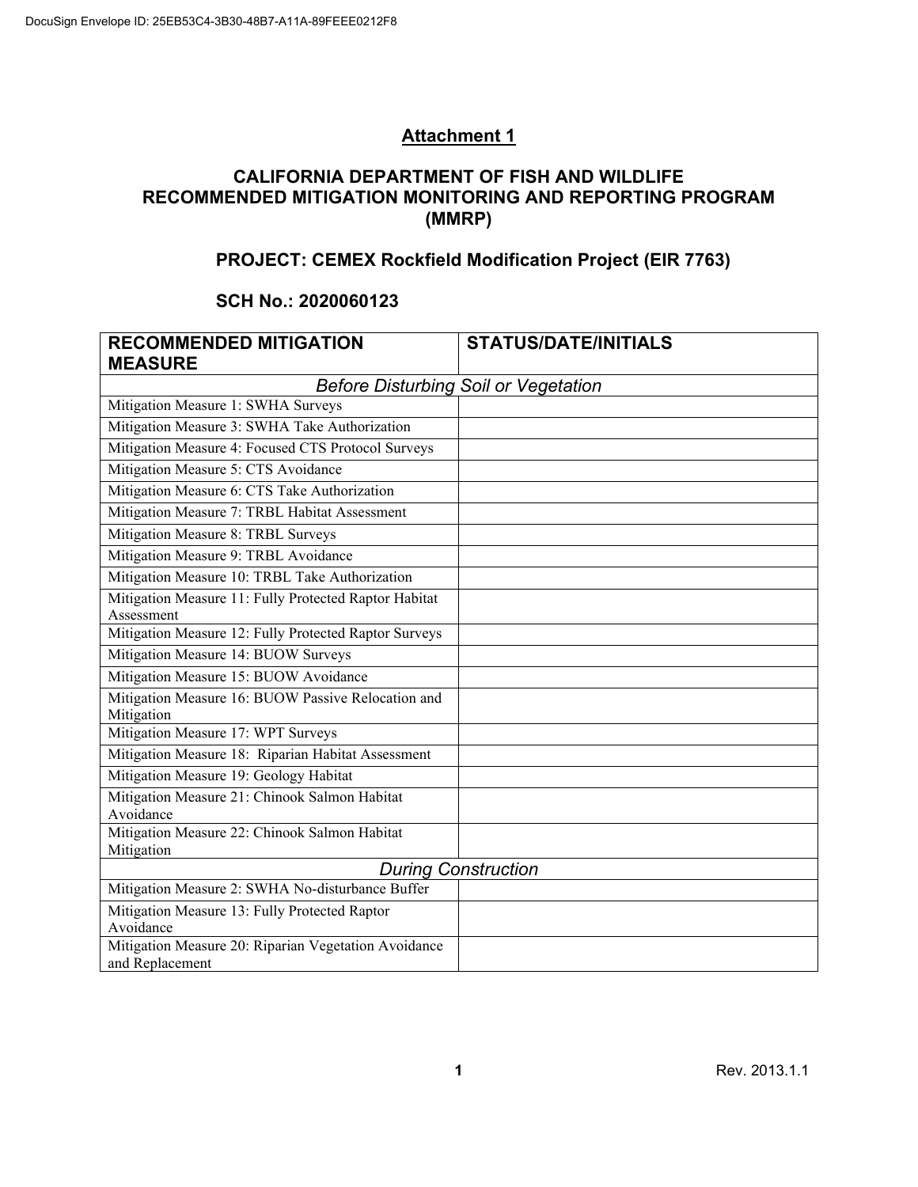## Attachment 1

## CALIFORNIA DEPARTMENT OF FISH AND WILDLIFE RECOMMENDED MITIGATION MONITORING AND REPORTING PROGRAM (MMRP)

### PROJECT: CEMEX Rockfield Modification Project (EIR 7763)

### SCH No.: 2020060123

| RECOMMENDED MITIGATION MEASURE | STATUS/DATE/INITIALS |
|---|---|
| *Before Disturbing Soil or Vegetation* | |
| Mitigation Measure 1: SWHA Surveys | |
| Mitigation Measure 3: SWHA Take Authorization | |
| Mitigation Measure 4: Focused CTS Protocol Surveys | |
| Mitigation Measure 5: CTS Avoidance | |
| Mitigation Measure 6: CTS Take Authorization | |
| Mitigation Measure 7: TRBL Habitat Assessment | |
| Mitigation Measure 8: TRBL Surveys | |
| Mitigation Measure 9: TRBL Avoidance | |
| Mitigation Measure 10: TRBL Take Authorization | |
| Mitigation Measure 11: Fully Protected Raptor Habitat Assessment | |
| Mitigation Measure 12: Fully Protected Raptor Surveys | |
| Mitigation Measure 14: BUOW Surveys | |
| Mitigation Measure 15: BUOW Avoidance | |
| Mitigation Measure 16: BUOW Passive Relocation and Mitigation | |
| Mitigation Measure 17: WPT Surveys | |
| Mitigation Measure 18: Riparian Habitat Assessment | |
| Mitigation Measure 19: Geology Habitat | |
| Mitigation Measure 21: Chinook Salmon Habitat Avoidance | |
| Mitigation Measure 22: Chinook Salmon Habitat Mitigation | |
| *During Construction* | |
| Mitigation Measure 2: SWHA No-disturbance Buffer | |
| Mitigation Measure 13: Fully Protected Raptor Avoidance | |
| Mitigation Measure 20: Riparian Vegetation Avoidance and Replacement | |

Rev. 2013.1.1